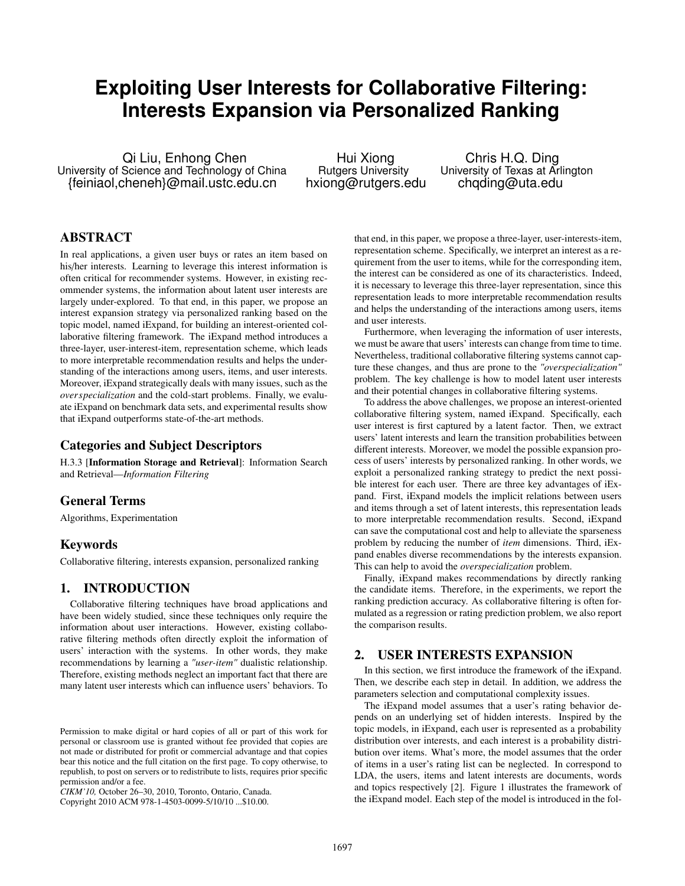# Exploiting User Interests for Collaborative Filtering: Interests Expansion via Personalized Ranking

Qi Liu, Enhong Chen
University of Science and Technology of China
{feiniaol,cheneh}@mail.ustc.edu.cn

Hui Xiong
Rutgers University
hxiong@rutgers.edu

Chris H.Q. Ding
University of Texas at Arlington
chqding@uta.edu

## ABSTRACT

In real applications, a given user buys or rates an item based on his/her interests. Learning to leverage this interest information is often critical for recommender systems. However, in existing recommender systems, the information about latent user interests are largely under-explored. To that end, in this paper, we propose an interest expansion strategy via personalized ranking based on the topic model, named iExpand, for building an interest-oriented collaborative filtering framework. The iExpand method introduces a three-layer, user-interest-item, representation scheme, which leads to more interpretable recommendation results and helps the understanding of the interactions among users, items, and user interests. Moreover, iExpand strategically deals with many issues, such as the *overspecialization* and the cold-start problems. Finally, we evaluate iExpand on benchmark data sets, and experimental results show that iExpand outperforms state-of-the-art methods.

### Categories and Subject Descriptors

H.3.3 [**Information Storage and Retrieval**]: Information Search and Retrieval—*Information Filtering*

### General Terms

Algorithms, Experimentation

### Keywords

Collaborative filtering, interests expansion, personalized ranking

## 1. INTRODUCTION

Collaborative filtering techniques have broad applications and have been widely studied, since these techniques only require the information about user interactions. However, existing collaborative filtering methods often directly exploit the information of users' interaction with the systems. In other words, they make recommendations by learning a *"user-item"* dualistic relationship. Therefore, existing methods neglect an important fact that there are many latent user interests which can influence users' behaviors. To that end, in this paper, we propose a three-layer, user-interests-item, representation scheme. Specifically, we interpret an interest as a requirement from the user to items, while for the corresponding item, the interest can be considered as one of its characteristics. Indeed, it is necessary to leverage this three-layer representation, since this representation leads to more interpretable recommendation results and helps the understanding of the interactions among users, items and user interests.

Furthermore, when leveraging the information of user interests, we must be aware that users' interests can change from time to time. Nevertheless, traditional collaborative filtering systems cannot capture these changes, and thus are prone to the *"overspecialization"* problem. The key challenge is how to model latent user interests and their potential changes in collaborative filtering systems.

To address the above challenges, we propose an interest-oriented collaborative filtering system, named iExpand. Specifically, each user interest is first captured by a latent factor. Then, we extract users' latent interests and learn the transition probabilities between different interests. Moreover, we model the possible expansion process of users' interests by personalized ranking. In other words, we exploit a personalized ranking strategy to predict the next possible interest for each user. There are three key advantages of iExpand. First, iExpand models the implicit relations between users and items through a set of latent interests, this representation leads to more interpretable recommendation results. Second, iExpand can save the computational cost and help to alleviate the sparseness problem by reducing the number of *item* dimensions. Third, iExpand enables diverse recommendations by the interests expansion. This can help to avoid the *overspecialization* problem.

Finally, iExpand makes recommendations by directly ranking the candidate items. Therefore, in the experiments, we report the ranking prediction accuracy. As collaborative filtering is often formulated as a regression or rating prediction problem, we also report the comparison results.

## 2. USER INTERESTS EXPANSION

In this section, we first introduce the framework of the iExpand. Then, we describe each step in detail. In addition, we address the parameters selection and computational complexity issues.

The iExpand model assumes that a user's rating behavior depends on an underlying set of hidden interests. Inspired by the topic models, in iExpand, each user is represented as a probability distribution over interests, and each interest is a probability distribution over items. What's more, the model assumes that the order of items in a user's rating list can be neglected. In correspond to LDA, the users, items and latent interests are documents, words and topics respectively [2]. Figure 1 illustrates the framework of the iExpand model. Each step of the model is introduced in the fol-

Permission to make digital or hard copies of all or part of this work for personal or classroom use is granted without fee provided that copies are not made or distributed for profit or commercial advantage and that copies bear this notice and the full citation on the first page. To copy otherwise, to republish, to post on servers or to redistribute to lists, requires prior specific permission and/or a fee.
*CIKM'10,* October 26–30, 2010, Toronto, Ontario, Canada.
Copyright 2010 ACM 978-1-4503-0099-5/10/10 ...$10.00.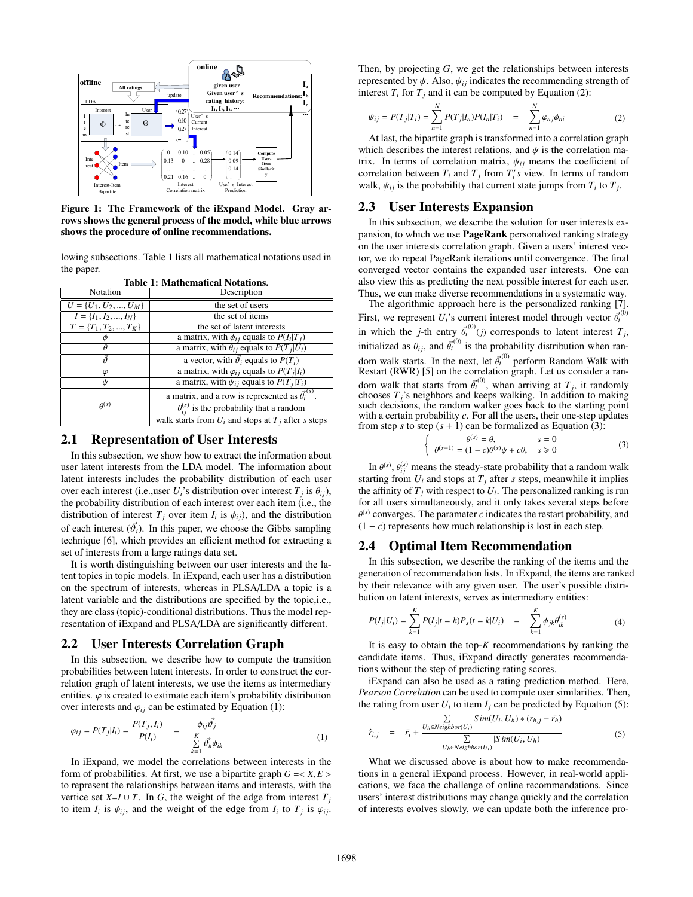**Figure 1: The Framework of the iExpand Model. Gray arrows shows the general process of the model, while blue arrows shows the procedure of online recommendations.**

lowing subsections. Table 1 lists all mathematical notations used in the paper.

**Table 1: Mathematical Notations.**

| Notation | Description |
|---|---|
| $U = \{U_1, U_2, ..., U_M\}$ | the set of users |
| $I = \{I_1, I_2, ..., I_N\}$ | the set of items |
| $T = \{T_1, T_2, ..., T_K\}$ | the set of latent interests |
| $\phi$ | a matrix, with $\phi_{ij}$ equals to $P(I_i\|T_j)$ |
| $\theta$ | a matrix, with $\theta_{ij}$ equals to $P(T_j\|U_i)$ |
| $\vec{\vartheta}$ | a vector, with $\vec{\vartheta}_i$ equals to $P(T_i)$ |
| $\varphi$ | a matrix, with $\varphi_{ij}$ equals to $P(T_j\|I_i)$ |
| $\psi$ | a matrix, with $\psi_{ij}$ equals to $P(T_j\|T_i)$ |
| $\theta^{(s)}$ | a matrix, and a row is represented as $\vec{\theta}_i^{(s)}$. $\theta_{ij}^{(s)}$ is the probability that a random walk starts from $U_i$ and stops at $T_j$ after $s$ steps |

## 2.1 Representation of User Interests

In this subsection, we show how to extract the information about user latent interests from the LDA model. The information about latent interests includes the probability distribution of each user over each interest (i.e.,user $U_i$'s distribution over interest $T_j$ is $\theta_{ij}$), the probability distribution of each interest over each item (i.e., the distribution of interest $T_j$ over item $I_i$ is $\phi_{ij}$), and the distribution of each interest ($\vec{\vartheta}_i$). In this paper, we choose the Gibbs sampling technique [6], which provides an efficient method for extracting a set of interests from a large ratings data set.

It is worth distinguishing between our user interests and the latent topics in topic models. In iExpand, each user has a distribution on the spectrum of interests, whereas in PLSA/LDA a topic is a latent variable and the distributions are specified by the topic,i.e., they are class (topic)-conditional distributions. Thus the model representation of iExpand and PLSA/LDA are significantly different.

## 2.2 User Interests Correlation Graph

In this subsection, we describe how to compute the transition probabilities between latent interests. In order to construct the correlation graph of latent interests, we use the items as intermediary entities. $\varphi$ is created to estimate each item's probability distribution over interests and $\varphi_{ij}$ can be estimated by Equation (1):

$$\varphi_{ij} = P(T_j|I_i) = \frac{P(T_j, I_i)}{P(I_i)} = \frac{\phi_{ij}\vec{\vartheta}_j}{\sum_{k=1}^{K} \vec{\vartheta}_k \phi_{ik}} \tag{1}$$

In iExpand, we model the correlations between interests in the form of probabilities. At first, we use a bipartite graph $G = < X, E >$ to represent the relationships between items and interests, with the vertice set $X = I \cup T$. In $G$, the weight of the edge from interest $T_j$ to item $I_i$ is $\phi_{ij}$, and the weight of the edge from $I_i$ to $T_j$ is $\varphi_{ij}$.

Then, by projecting $G$, we get the relationships between interests represented by $\psi$. Also, $\psi_{ij}$ indicates the recommending strength of interest $T_i$ for $T_j$ and it can be computed by Equation (2):

$$\psi_{ij} = P(T_j|T_i) = \sum_{n=1}^{N} P(T_j|I_n)P(I_n|T_i) = \sum_{n=1}^{N} \varphi_{nj}\phi_{ni} \tag{2}$$

At last, the bipartite graph is transformed into a correlation graph which describes the interest relations, and $\psi$ is the correlation matrix. In terms of correlation matrix, $\psi_{ij}$ means the coefficient of correlation between $T_i$ and $T_j$ from $T_i'$s view. In terms of random walk, $\psi_{ij}$ is the probability that current state jumps from $T_i$ to $T_j$.

## 2.3 User Interests Expansion

In this subsection, we describe the solution for user interests expansion, to which we use **PageRank** personalized ranking strategy on the user interests correlation graph. Given a users' interest vector, we do repeat PageRank iterations until convergence. The final converged vector contains the expanded user interests. One can also view this as predicting the next possible interest for each user. Thus, we can make diverse recommendations in a systematic way.

The algorithmic approach here is the personalized ranking [7]. First, we represent $U_i$'s current interest model through vector $\vec{\theta}_i^{(0)}$ in which the $j$-th entry $\vec{\theta}_i^{(0)}(j)$ corresponds to latent interest $T_j$, initialized as $\theta_{ij}$, and $\vec{\theta}_i^{(0)}$ is the probability distribution when random walk starts. In the next, let $\vec{\theta}_i^{(0)}$ perform Random Walk with Restart (RWR) [5] on the correlation graph. Let us consider a random walk that starts from $\vec{\theta}_i^{(0)}$, when arriving at $T_j$, it randomly chooses $T_j$'s neighbors and keeps walking. In addition to making such decisions, the random walker goes back to the starting point with a certain probability $c$. For all the users, their one-step updates from step $s$ to step $(s+1)$ can be formalized as Equation (3):

$$\begin{cases} \theta^{(s)} = \theta, & s = 0 \\ \theta^{(s+1)} = (1-c)\theta^{(s)}\psi + c\theta, & s \geqslant 0 \end{cases} \tag{3}$$

In $\theta^{(s)}$, $\theta_{ij}^{(s)}$ means the steady-state probability that a random walk starting from $U_i$ and stops at $T_j$ after $s$ steps, meanwhile it implies the affinity of $T_j$ with respect to $U_i$. The personalized ranking is run for all users simultaneously, and it only takes several steps before $\theta^{(s)}$ converges. The parameter $c$ indicates the restart probability, and $(1-c)$ represents how much relationship is lost in each step.

## 2.4 Optimal Item Recommendation

In this subsection, we describe the ranking of the items and the generation of recommendation lists. In iExpand, the items are ranked by their relevance with any given user. The user's possible distribution on latent interests, serves as intermediary entities:

$$P(I_j|U_i) = \sum_{k=1}^{K} P(I_j|t=k)P_s(t=k|U_i) = \sum_{k=1}^{K} \phi_{jk}\theta_{ik}^{(s)} \tag{4}$$

It is easy to obtain the top-$K$ recommendations by ranking the candidate items. Thus, iExpand directly generates recommendations without the step of predicting rating scores.

iExpand can also be used as a rating prediction method. Here, *Pearson Correlation* can be used to compute user similarities. Then, the rating from user $U_i$ to item $I_j$ can be predicted by Equation (5):

$$\hat{r}_{i,j} = \bar{r}_i + \frac{\sum_{U_h \in Neighbor(U_i)} Sim(U_i, U_h) * (r_{h,j} - \bar{r}_h)}{\sum_{U_h \in Neighbor(U_i)} |Sim(U_i, U_h)|} \tag{5}$$

What we discussed above is about how to make recommendations in a general iExpand process. However, in real-world applications, we face the challenge of online recommendations. Since users' interest distributions may change quickly and the correlation of interests evolves slowly, we can update both the inference pro-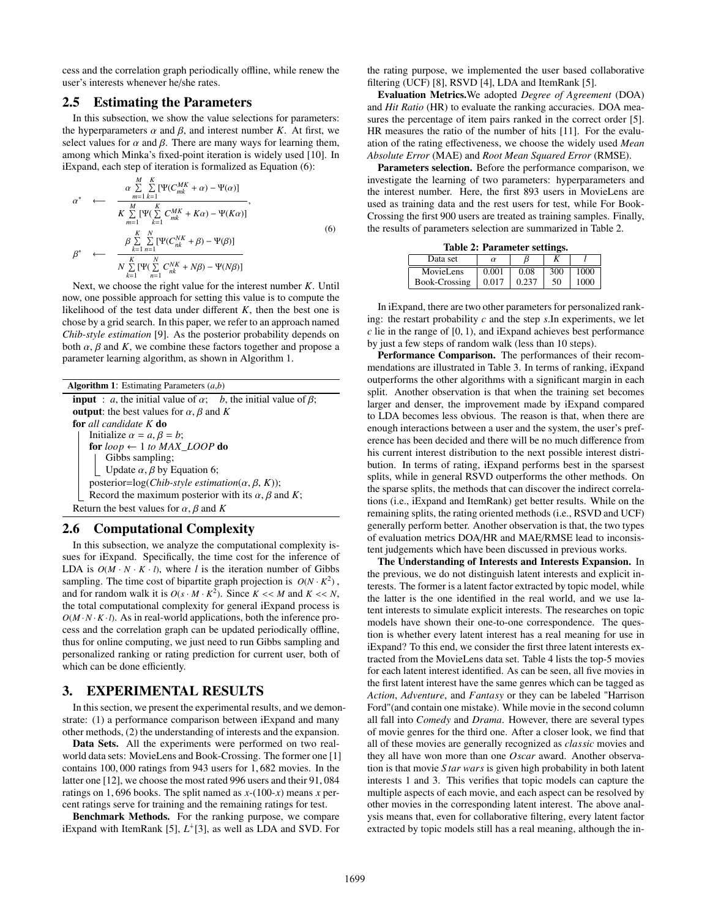cess and the correlation graph periodically offline, while renew the user's interests whenever he/she rates.

## 2.5 Estimating the Parameters

In this subsection, we show the value selections for parameters: the hyperparameters $\alpha$ and $\beta$, and interest number $K$. At first, we select values for $\alpha$ and $\beta$. There are many ways for learning them, among which Minka's fixed-point iteration is widely used [10]. In iExpand, each step of iteration is formalized as Equation (6):

$$
\begin{aligned}
\alpha^* &\longleftarrow \frac{\alpha \sum_{m=1}^{M} \sum_{k=1}^{K} [\Psi(C_{mk}^{MK} + \alpha) - \Psi(\alpha)]}{K \sum_{m=1}^{M} [\Psi(\sum_{k=1}^{K} C_{mk}^{MK} + K\alpha) - \Psi(K\alpha)]}, \\
\beta^* &\longleftarrow \frac{\beta \sum_{k=1}^{K} \sum_{n=1}^{N} [\Psi(C_{nk}^{NK} + \beta) - \Psi(\beta)]}{N \sum_{k=1}^{K} [\Psi(\sum_{n=1}^{N} C_{nk}^{NK} + N\beta) - \Psi(N\beta)]}
\end{aligned} \tag{6}
$$

Next, we choose the right value for the interest number $K$. Until now, one possible approach for setting this value is to compute the likelihood of the test data under different $K$, then the best one is chose by a grid search. In this paper, we refer to an approach named *Chib-style estimation* [9]. As the posterior probability depends on both $\alpha$, $\beta$ and $K$, we combine these factors together and propose a parameter learning algorithm, as shown in Algorithm 1.

```
Algorithm 1: Estimating Parameters (a,b)
input : a, the initial value of α;   b, the initial value of β;
output: the best values for α, β and K
for all candidate K do
    Initialize α = a, β = b;
    for loop ← 1 to MAX_LOOP do
        Gibbs sampling;
        Update α, β by Equation 6;
    posterior=log(Chib-style estimation(α, β, K));
    Record the maximum posterior with its α, β and K;
Return the best values for α, β and K
```

## 2.6 Computational Complexity

In this subsection, we analyze the computational complexity issues for iExpand. Specifically, the time cost for the inference of LDA is $O(M \cdot N \cdot K \cdot l)$, where $l$ is the iteration number of Gibbs sampling. The time cost of bipartite graph projection is $O(N \cdot K^2)$, and for random walk it is $O(s \cdot M \cdot K^2)$. Since $K << M$ and $K << N$, the total computational complexity for general iExpand process is $O(M \cdot N \cdot K \cdot l)$. As in real-world applications, both the inference process and the correlation graph can be updated periodically offline, thus for online computing, we just need to run Gibbs sampling and personalized ranking or rating prediction for current user, both of which can be done efficiently.

# 3. EXPERIMENTAL RESULTS

In this section, we present the experimental results, and we demonstrate: (1) a performance comparison between iExpand and many other methods, (2) the understanding of interests and the expansion.

**Data Sets.** All the experiments were performed on two real-world data sets: MovieLens and Book-Crossing. The former one [1] contains 100,000 ratings from 943 users for 1,682 movies. In the latter one [12], we choose the most rated 996 users and their 91,084 ratings on 1,696 books. The split named as $x$-(100-$x$) means $x$ percent ratings serve for training and the remaining ratings for test.

**Benchmark Methods.** For the ranking purpose, we compare iExpand with ItemRank [5], $L^+$[3], as well as LDA and SVD. For the rating purpose, we implemented the user based collaborative filtering (UCF) [8], RSVD [4], LDA and ItemRank [5].

**Evaluation Metrics.** We adopted *Degree of Agreement* (DOA) and *Hit Ratio* (HR) to evaluate the ranking accuracies. DOA measures the percentage of item pairs ranked in the correct order [5]. HR measures the ratio of the number of hits [11]. For the evaluation of the rating effectiveness, we choose the widely used *Mean Absolute Error* (MAE) and *Root Mean Squared Error* (RMSE).

**Parameters selection.** Before the performance comparison, we investigate the learning of two parameters: hyperparameters and the interest number. Here, the first 893 users in MovieLens are used as training data and the rest users for test, while For Book-Crossing the first 900 users are treated as training samples. Finally, the results of parameters selection are summarized in Table 2.

**Table 2: Parameter settings.**

| Data set | $\alpha$ | $\beta$ | $K$ | $l$ |
|---|---|---|---|---|
| MovieLens | 0.001 | 0.08 | 300 | 1000 |
| Book-Crossing | 0.017 | 0.237 | 50 | 1000 |

In iExpand, there are two other parameters for personalized ranking: the restart probability $c$ and the step $s$.In experiments, we let $c$ lie in the range of [0, 1), and iExpand achieves best performance by just a few steps of random walk (less than 10 steps).

**Performance Comparison.** The performances of their recommendations are illustrated in Table 3. In terms of ranking, iExpand outperforms the other algorithms with a significant margin in each split. Another observation is that when the training set becomes larger and denser, the improvement made by iExpand compared to LDA becomes less obvious. The reason is that, when there are enough interactions between a user and the system, the user's preference has been decided and there will be no much difference from his current interest distribution to the next possible interest distribution. In terms of rating, iExpand performs best in the sparsest splits, while in general RSVD outperforms the other methods. On the sparse splits, the methods that can discover the indirect correlations (i.e., iExpand and ItemRank) get better results. While on the remaining splits, the rating oriented methods (i.e., RSVD and UCF) generally perform better. Another observation is that, the two types of evaluation metrics DOA/HR and MAE/RMSE lead to inconsistent judgements which have been discussed in previous works.

**The Understanding of Interests and Interests Expansion.** In the previous, we do not distinguish latent interests and explicit interests. The former is a latent factor extracted by topic model, while the latter is the one identified in the real world, and we use latent interests to simulate explicit interests. The researches on topic models have shown their one-to-one correspondence. The question is whether every latent interest has a real meaning for use in iExpand? To this end, we consider the first three latent interests extracted from the MovieLens data set. Table 4 lists the top-5 movies for each latent interest identified. As can be seen, all five movies in the first latent interest have the same genres which can be tagged as *Action*, *Adventure*, and *Fantasy* or they can be labeled "Harrison Ford"(and contain one mistake). While movie in the second column all fall into *Comedy* and *Drama*. However, there are several types of movie genres for the third one. After a closer look, we find that all of these movies are generally recognized as *classic* movies and they all have won more than one *Oscar* award. Another observation is that movie *Star wars* is given high probability in both latent interests 1 and 3. This verifies that topic models can capture the multiple aspects of each movie, and each aspect can be resolved by other movies in the corresponding latent interest. The above analysis means that, even for collaborative filtering, every latent factor extracted by topic models still has a real meaning, although the in-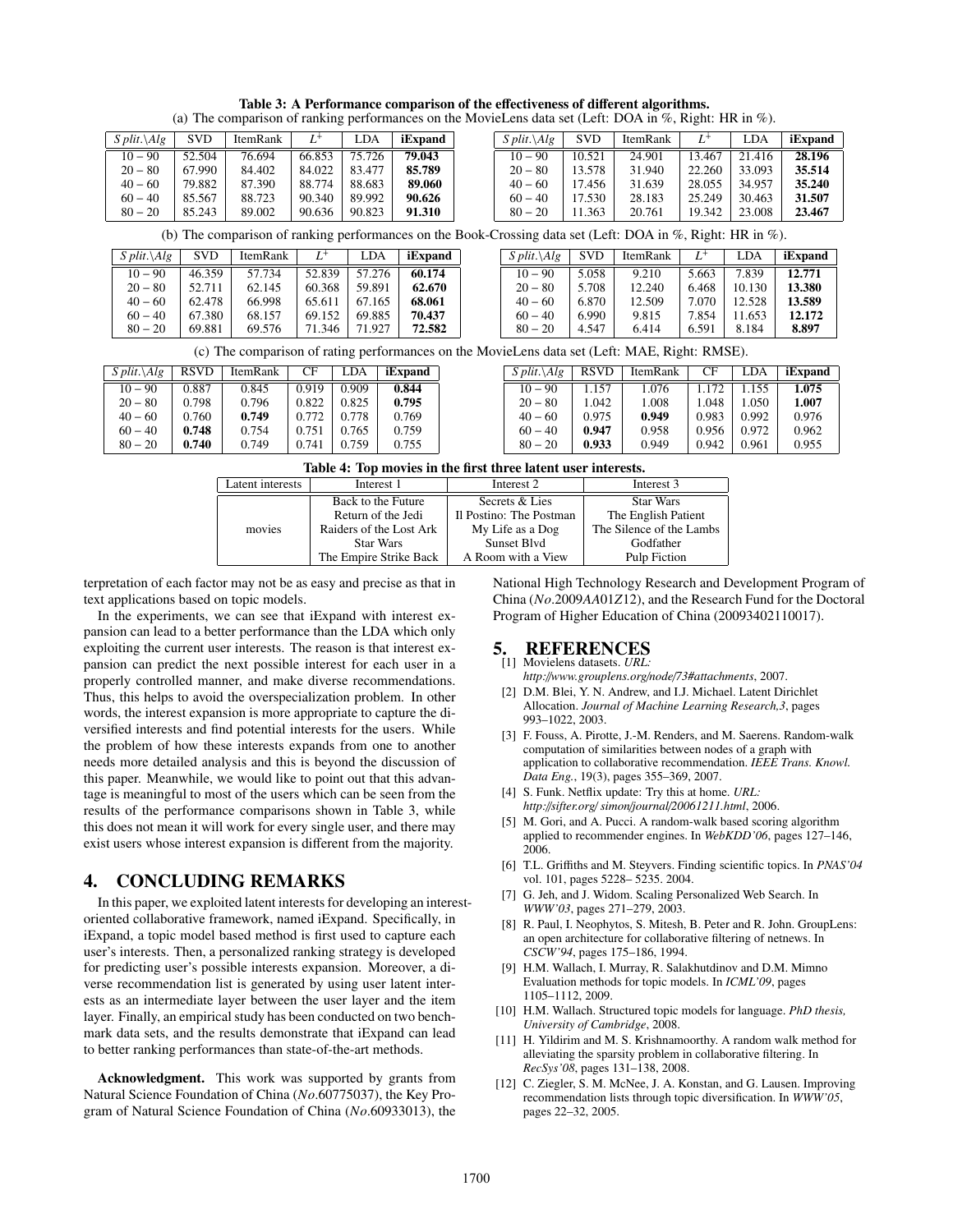**Table 3: A Performance comparison of the effectiveness of different algorithms.**

(a) The comparison of ranking performances on the MovieLens data set (Left: DOA in %, Right: HR in %).

| $Split.\backslash Alg$ | SVD | ItemRank | $L^+$ | LDA | **iExpand** |
|---|---|---|---|---|---|
| $10-90$ | 52.504 | 76.694 | 66.853 | 75.726 | **79.043** |
| $20-80$ | 67.990 | 84.402 | 84.022 | 83.477 | **85.789** |
| $40-60$ | 79.882 | 87.390 | 88.774 | 88.683 | **89.060** |
| $60-40$ | 85.567 | 88.723 | 90.340 | 89.992 | **90.626** |
| $80-20$ | 85.243 | 89.002 | 90.636 | 90.823 | **91.310** |

| $Split.\backslash Alg$ | SVD | ItemRank | $L^+$ | LDA | **iExpand** |
|---|---|---|---|---|---|
| $10-90$ | 10.521 | 24.901 | 13.467 | 21.416 | **28.196** |
| $20-80$ | 13.578 | 31.940 | 22.260 | 33.093 | **35.514** |
| $40-60$ | 17.456 | 31.639 | 28.055 | 34.957 | **35.240** |
| $60-40$ | 17.530 | 28.183 | 25.249 | 30.463 | **31.507** |
| $80-20$ | 11.363 | 20.761 | 19.342 | 23.008 | **23.467** |

(b) The comparison of ranking performances on the Book-Crossing data set (Left: DOA in %, Right: HR in %).

| $Split.\backslash Alg$ | SVD | ItemRank | $L^+$ | LDA | **iExpand** |
|---|---|---|---|---|---|
| $10-90$ | 46.359 | 57.734 | 52.839 | 57.276 | **60.174** |
| $20-80$ | 52.711 | 62.145 | 60.368 | 59.891 | **62.670** |
| $40-60$ | 62.478 | 66.998 | 65.611 | 67.165 | **68.061** |
| $60-40$ | 67.380 | 68.157 | 69.152 | 69.885 | **70.437** |
| $80-20$ | 69.881 | 69.576 | 71.346 | 71.927 | **72.582** |

| $Split.\backslash Alg$ | SVD | ItemRank | $L^+$ | LDA | **iExpand** |
|---|---|---|---|---|---|
| $10-90$ | 5.058 | 9.210 | 5.663 | 7.839 | **12.771** |
| $20-80$ | 5.708 | 12.240 | 6.468 | 10.130 | **13.380** |
| $40-60$ | 6.870 | 12.509 | 7.070 | 12.528 | **13.589** |
| $60-40$ | 6.990 | 9.815 | 7.854 | 11.653 | **12.172** |
| $80-20$ | 4.547 | 6.414 | 6.591 | 8.184 | **8.897** |

(c) The comparison of rating performances on the MovieLens data set (Left: MAE, Right: RMSE).

| $Split.\backslash Alg$ | RSVD | ItemRank | CF | LDA | **iExpand** |
|---|---|---|---|---|---|
| $10-90$ | 0.887 | 0.845 | 0.919 | 0.909 | **0.844** |
| $20-80$ | 0.798 | 0.796 | 0.822 | 0.825 | **0.795** |
| $40-60$ | 0.760 | **0.749** | 0.772 | 0.778 | 0.769 |
| $60-40$ | **0.748** | 0.754 | 0.751 | 0.765 | 0.759 |
| $80-20$ | **0.740** | 0.749 | 0.741 | 0.759 | 0.755 |

| $Split.\backslash Alg$ | RSVD | ItemRank | CF | LDA | **iExpand** |
|---|---|---|---|---|---|
| $10-90$ | 1.157 | 1.076 | 1.172 | 1.155 | **1.075** |
| $20-80$ | 1.042 | 1.008 | 1.048 | 1.050 | **1.007** |
| $40-60$ | 0.975 | **0.949** | 0.983 | 0.992 | 0.976 |
| $60-40$ | **0.947** | 0.958 | 0.956 | 0.972 | 0.962 |
| $80-20$ | **0.933** | 0.949 | 0.942 | 0.961 | 0.955 |

**Table 4: Top movies in the first three latent user interests.**

| Latent interests | Interest 1 | Interest 2 | Interest 3 |
|---|---|---|---|
| movies | Back to the Future | Secrets & Lies | Star Wars |
| | Return of the Jedi | Il Postino: The Postman | The English Patient |
| | Raiders of the Lost Ark | My Life as a Dog | The Silence of the Lambs |
| | Star Wars | Sunset Blvd | Godfather |
| | The Empire Strike Back | A Room with a View | Pulp Fiction |

terpretation of each factor may not be as easy and precise as that in text applications based on topic models.

In the experiments, we can see that iExpand with interest expansion can lead to a better performance than the LDA which only exploiting the current user interests. The reason is that interest expansion can predict the next possible interest for each user in a properly controlled manner, and make diverse recommendations. Thus, this helps to avoid the overspecialization problem. In other words, the interest expansion is more appropriate to capture the diversified interests and find potential interests for the users. While the problem of how these interests expands from one to another needs more detailed analysis and this is beyond the discussion of this paper. Meanwhile, we would like to point out that this advantage is meaningful to most of the users which can be seen from the results of the performance comparisons shown in Table 3, while this does not mean it will work for every single user, and there may exist users whose interest expansion is different from the majority.

# 4. CONCLUDING REMARKS

In this paper, we exploited latent interests for developing an interest-oriented collaborative framework, named iExpand. Specifically, in iExpand, a topic model based method is first used to capture each user's interests. Then, a personalized ranking strategy is developed for predicting user's possible interests expansion. Moreover, a diverse recommendation list is generated by using user latent interests as an intermediate layer between the user layer and the item layer. Finally, an empirical study has been conducted on two benchmark data sets, and the results demonstrate that iExpand can lead to better ranking performances than state-of-the-art methods.

**Acknowledgment.** This work was supported by grants from Natural Science Foundation of China (*No*.60775037), the Key Program of Natural Science Foundation of China (*No*.60933013), the National High Technology Research and Development Program of China (*No*.2009*AA*01*Z*12), and the Research Fund for the Doctoral Program of Higher Education of China (20093402110017).

# 5. REFERENCES

[1] Movielens datasets. *URL: http://www.grouplens.org/node/73#attachments*, 2007.

[2] D.M. Blei, Y. N. Andrew, and I.J. Michael. Latent Dirichlet Allocation. *Journal of Machine Learning Research,3*, pages 993–1022, 2003.

[3] F. Fouss, A. Pirotte, J.-M. Renders, and M. Saerens. Random-walk computation of similarities between nodes of a graph with application to collaborative recommendation. *IEEE Trans. Knowl. Data Eng.*, 19(3), pages 355–369, 2007.

[4] S. Funk. Netflix update: Try this at home. *URL: http://sifter.org/ simon/journal/20061211.html*, 2006.

[5] M. Gori, and A. Pucci. A random-walk based scoring algorithm applied to recommender engines. In *WebKDD'06*, pages 127–146, 2006.

[6] T.L. Griffiths and M. Steyvers. Finding scientific topics. In *PNAS'04* vol. 101, pages 5228– 5235. 2004.

[7] G. Jeh, and J. Widom. Scaling Personalized Web Search. In *WWW'03*, pages 271–279, 2003.

[8] R. Paul, I. Neophytos, S. Mitesh, B. Peter and R. John. GroupLens: an open architecture for collaborative filtering of netnews. In *CSCW'94*, pages 175–186, 1994.

[9] H.M. Wallach, I. Murray, R. Salakhutdinov and D.M. Mimno Evaluation methods for topic models. In *ICML'09*, pages 1105–1112, 2009.

[10] H.M. Wallach. Structured topic models for language. *PhD thesis, University of Cambridge*, 2008.

[11] H. Yildirim and M. S. Krishnamoorthy. A random walk method for alleviating the sparsity problem in collaborative filtering. In *RecSys'08*, pages 131–138, 2008.

[12] C. Ziegler, S. M. McNee, J. A. Konstan, and G. Lausen. Improving recommendation lists through topic diversification. In *WWW'05*, pages 22–32, 2005.